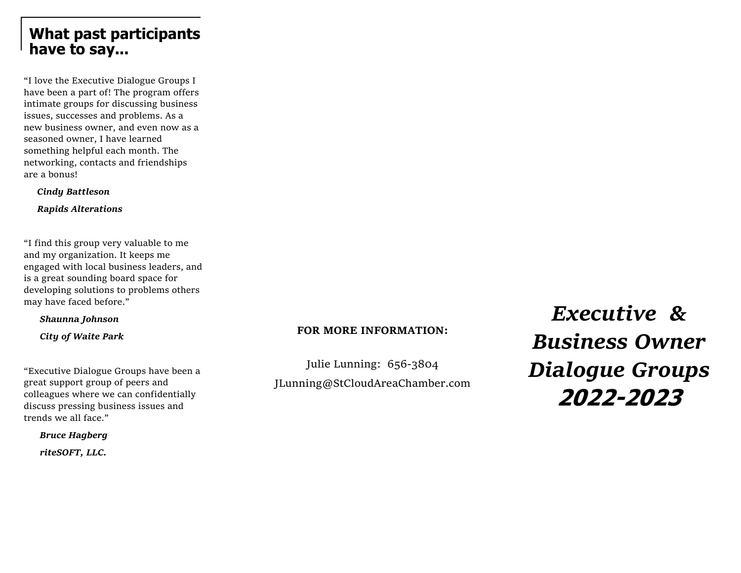## What past participants have to say...

"I love the Executive Dialogue Groups I have been a part of! The program offers intimate groups for discussing business issues, successes and problems. As a new business owner, and even now as a seasoned owner, I have learned something helpful each month. The networking, contacts and friendships are a bonus!

***Cindy Battleson***

***Rapids Alterations***

"I find this group very valuable to me and my organization. It keeps me engaged with local business leaders, and is a great sounding board space for developing solutions to problems others may have faced before."

***Shaunna Johnson***

***City of Waite Park***

"Executive Dialogue Groups have been a great support group of peers and colleagues where we can confidentially discuss pressing business issues and trends we all face."

***Bruce Hagberg***

***riteSOFT, LLC.***

**FOR MORE INFORMATION:**

Julie Lunning: 656-3804

JLunning@StCloudAreaChamber.com

# *Executive & Business Owner Dialogue Groups 2022-2023*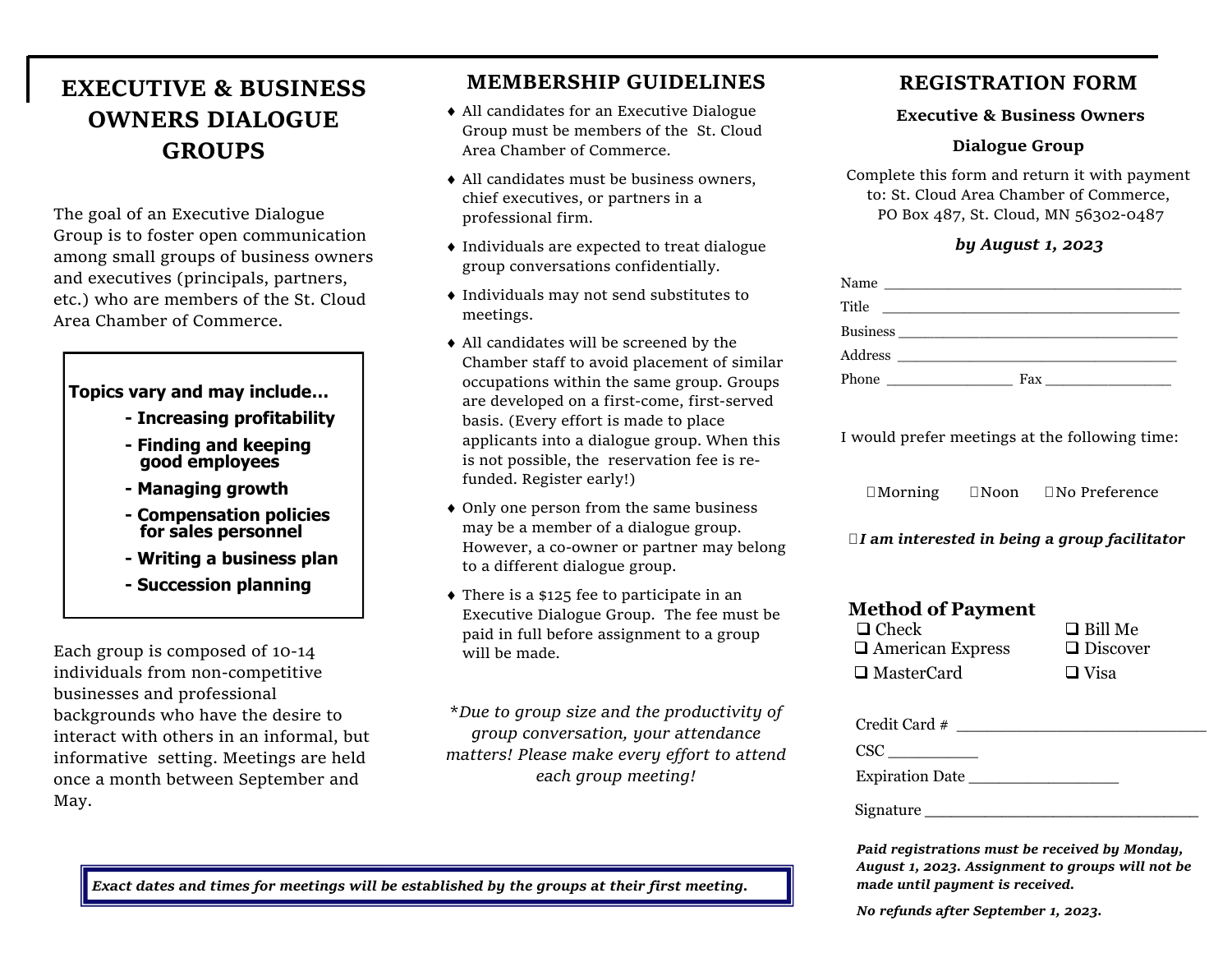# EXECUTIVE & BUSINESS OWNERS DIALOGUE GROUPS

The goal of an Executive Dialogue Group is to foster open communication among small groups of business owners and executives (principals, partners, etc.) who are members of the St. Cloud Area Chamber of Commerce.

**Topics vary and may include…**

- **Increasing profitability**
- **Finding and keeping good employees**
- **Managing growth**
- **Compensation policies for sales personnel**
- **Writing a business plan**
- **Succession planning**

Each group is composed of 10-14 individuals from non-competitive businesses and professional backgrounds who have the desire to interact with others in an informal, but informative setting. Meetings are held once a month between September and May.

## MEMBERSHIP GUIDELINES

- All candidates for an Executive Dialogue Group must be members of the St. Cloud Area Chamber of Commerce.
- All candidates must be business owners, chief executives, or partners in a professional firm.
- Individuals are expected to treat dialogue group conversations confidentially.
- Individuals may not send substitutes to meetings.
- All candidates will be screened by the Chamber staff to avoid placement of similar occupations within the same group. Groups are developed on a first-come, first-served basis. (Every effort is made to place applicants into a dialogue group. When this is not possible, the reservation fee is re-funded. Register early!)
- Only one person from the same business may be a member of a dialogue group. However, a co-owner or partner may belong to a different dialogue group.
- There is a $125 fee to participate in an Executive Dialogue Group. The fee must be paid in full before assignment to a group will be made.

*\*Due to group size and the productivity of group conversation, your attendance matters! Please make every effort to attend each group meeting!*

***Exact dates and times for meetings will be established by the groups at their first meeting.***

## REGISTRATION FORM

**Executive & Business Owners Dialogue Group**

Complete this form and return it with payment to: St. Cloud Area Chamber of Commerce, PO Box 487, St. Cloud, MN 56302-0487

***by August 1, 2023***

Name ___________________________________

Title ___________________________________

Business ________________________________

Address _________________________________

Phone _______________ Fax _______________

I would prefer meetings at the following time:

☐ Morning ☐ Noon ☐ No Preference

☐ ***I am interested in being a group facilitator***

### Method of Payment

☐ Check ☐ Bill Me

☐ American Express ☐ Discover

☐ MasterCard ☐ Visa

Credit Card # ___________________________

CSC __________

Expiration Date _________________

Signature _______________________________

***Paid registrations must be received by Monday, August 1, 2023. Assignment to groups will not be made until payment is received.***

***No refunds after September 1, 2023.***